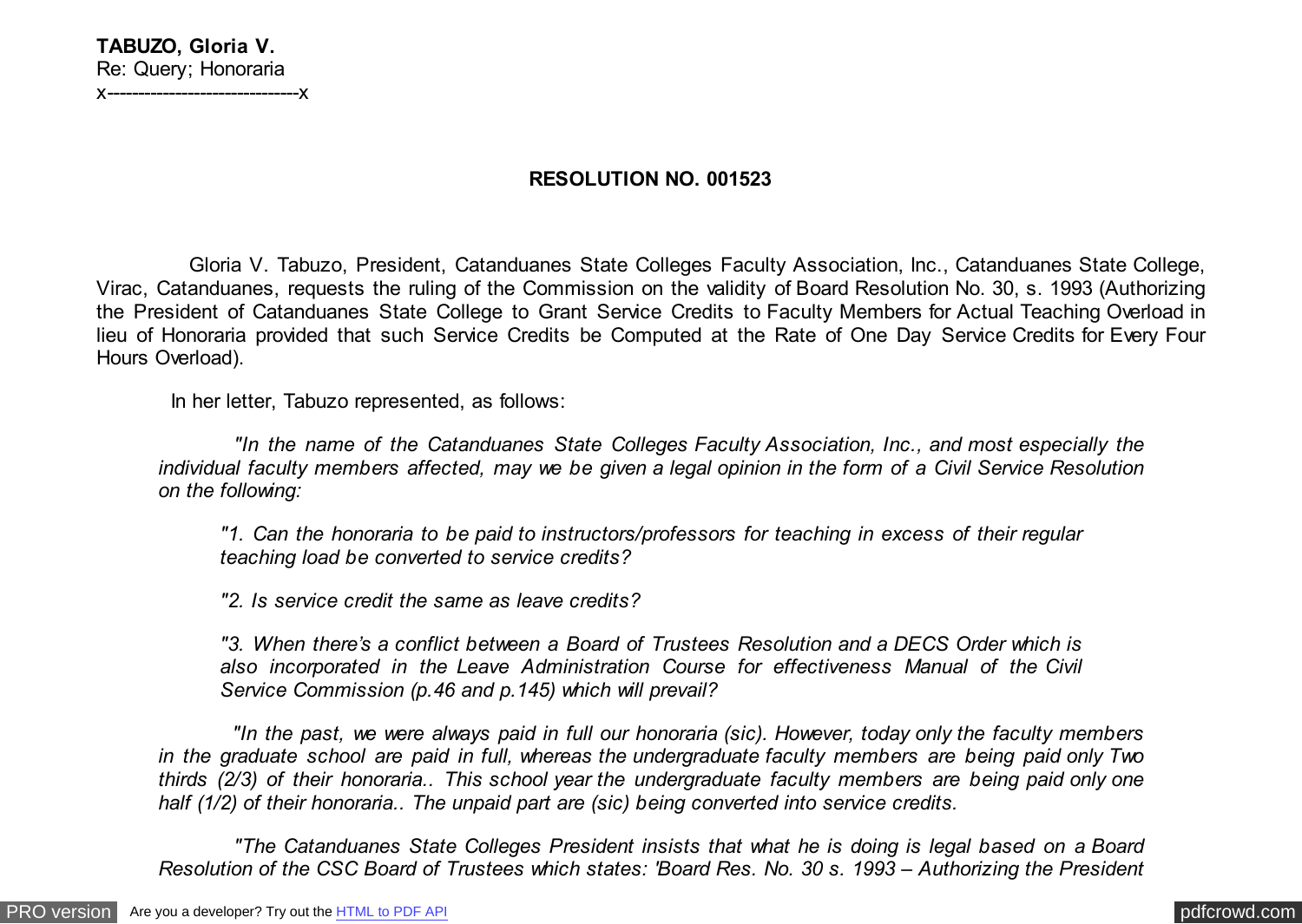**TABUZO, Gloria V.**
Re: Query; Honoraria
x-------------------------------x

## RESOLUTION NO. 001523

Gloria V. Tabuzo, President, Catanduanes State Colleges Faculty Association, Inc., Catanduanes State College, Virac, Catanduanes, requests the ruling of the Commission on the validity of Board Resolution No. 30, s. 1993 (Authorizing the President of Catanduanes State College to Grant Service Credits to Faculty Members for Actual Teaching Overload in lieu of Honoraria provided that such Service Credits be Computed at the Rate of One Day Service Credits for Every Four Hours Overload).

In her letter, Tabuzo represented, as follows:

> *"In the name of the Catanduanes State Colleges Faculty Association, Inc., and most especially the individual faculty members affected, may we be given a legal opinion in the form of a Civil Service Resolution on the following:*
>
> *"1. Can the honoraria to be paid to instructors/professors for teaching in excess of their regular teaching load be converted to service credits?*
>
> *"2. Is service credit the same as leave credits?*
>
> *"3. When there's a conflict between a Board of Trustees Resolution and a DECS Order which is also incorporated in the Leave Administration Course for effectiveness Manual of the Civil Service Commission (p.46 and p.145) which will prevail?*
>
> *"In the past, we were always paid in full our honoraria (sic). However, today only the faculty members in the graduate school are paid in full, whereas the undergraduate faculty members are being paid only Two thirds (2/3) of their honoraria.. This school year the undergraduate faculty members are being paid only one half (1/2) of their honoraria.. The unpaid part are (sic) being converted into service credits.*
>
> *"The Catanduanes State Colleges President insists that what he is doing is legal based on a Board Resolution of the CSC Board of Trustees which states: 'Board Res. No. 30 s. 1993 – Authorizing the President*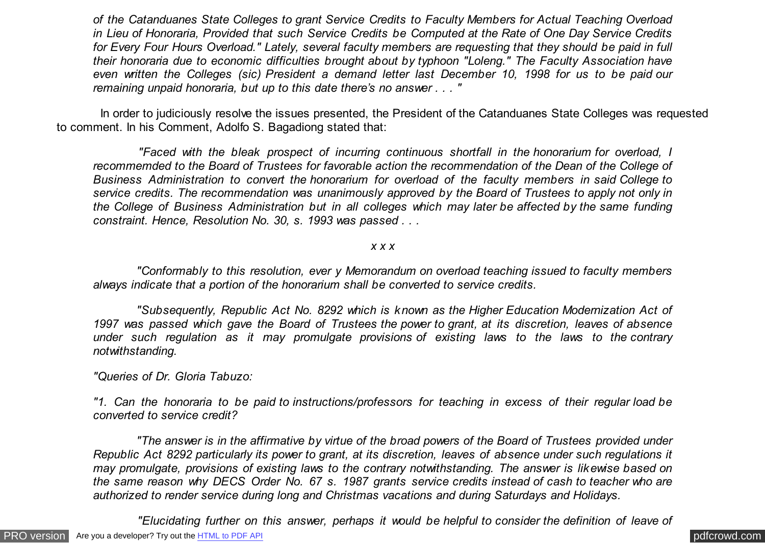*of the Catanduanes State Colleges to grant Service Credits to Faculty Members for Actual Teaching Overload in Lieu of Honoraria, Provided that such Service Credits be Computed at the Rate of One Day Service Credits for Every Four Hours Overload." Lately, several faculty members are requesting that they should be paid in full their honoraria due to economic difficulties brought about by typhoon "Loleng." The Faculty Association have even written the Colleges (sic) President a demand letter last December 10, 1998 for us to be paid our remaining unpaid honoraria, but up to this date there's no answer . . . "*

In order to judiciously resolve the issues presented, the President of the Catanduanes State Colleges was requested to comment. In his Comment, Adolfo S. Bagadiong stated that:

*"Faced with the bleak prospect of incurring continuous shortfall in the honorarium for overload, I recommemded to the Board of Trustees for favorable action the recommendation of the Dean of the College of Business Administration to convert the honorarium for overload of the faculty members in said College to service credits. The recommendation was unanimously approved by the Board of Trustees to apply not only in the College of Business Administration but in all colleges which may later be affected by the same funding constraint. Hence, Resolution No. 30, s. 1993 was passed . . .*

*x x x*

*"Conformably to this resolution, ever y Memorandum on overload teaching issued to faculty members always indicate that a portion of the honorarium shall be converted to service credits.*

*"Subsequently, Republic Act No. 8292 which is known as the Higher Education Modernization Act of 1997 was passed which gave the Board of Trustees the power to grant, at its discretion, leaves of absence under such regulation as it may promulgate provisions of existing laws to the laws to the contrary notwithstanding.*

*"Queries of Dr. Gloria Tabuzo:*

*"1. Can the honoraria to be paid to instructions/professors for teaching in excess of their regular load be converted to service credit?*

*"The answer is in the affirmative by virtue of the broad powers of the Board of Trustees provided under Republic Act 8292 particularly its power to grant, at its discretion, leaves of absence under such regulations it may promulgate, provisions of existing laws to the contrary notwithstanding. The answer is likewise based on the same reason why DECS Order No. 67 s. 1987 grants service credits instead of cash to teacher who are authorized to render service during long and Christmas vacations and during Saturdays and Holidays.*

*"Elucidating further on this answer, perhaps it would be helpful to consider the definition of leave of*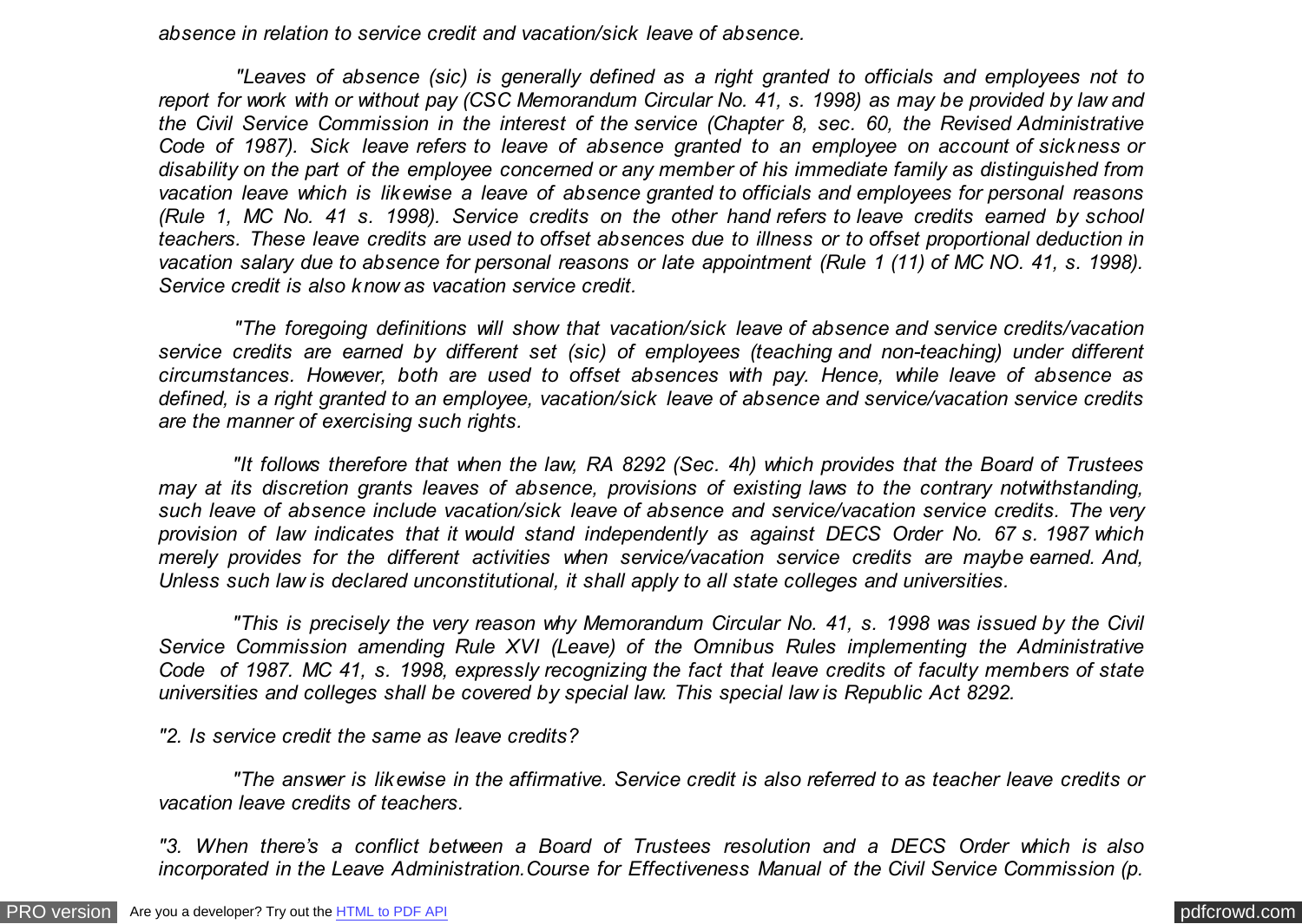*absence in relation to service credit and vacation/sick leave of absence.*

*"Leaves of absence (sic) is generally defined as a right granted to officials and employees not to report for work with or without pay (CSC Memorandum Circular No. 41, s. 1998) as may be provided by law and the Civil Service Commission in the interest of the service (Chapter 8, sec. 60, the Revised Administrative Code of 1987). Sick leave refers to leave of absence granted to an employee on account of sickness or disability on the part of the employee concerned or any member of his immediate family as distinguished from vacation leave which is likewise a leave of absence granted to officials and employees for personal reasons (Rule 1, MC No. 41 s. 1998). Service credits on the other hand refers to leave credits earned by school teachers. These leave credits are used to offset absences due to illness or to offset proportional deduction in vacation salary due to absence for personal reasons or late appointment (Rule 1 (11) of MC NO. 41, s. 1998). Service credit is also know as vacation service credit.*

*"The foregoing definitions will show that vacation/sick leave of absence and service credits/vacation service credits are earned by different set (sic) of employees (teaching and non-teaching) under different circumstances. However, both are used to offset absences with pay. Hence, while leave of absence as defined, is a right granted to an employee, vacation/sick leave of absence and service/vacation service credits are the manner of exercising such rights.*

*"It follows therefore that when the law, RA 8292 (Sec. 4h) which provides that the Board of Trustees may at its discretion grants leaves of absence, provisions of existing laws to the contrary notwithstanding, such leave of absence include vacation/sick leave of absence and service/vacation service credits. The very provision of law indicates that it would stand independently as against DECS Order No. 67 s. 1987 which merely provides for the different activities when service/vacation service credits are maybe earned. And, Unless such law is declared unconstitutional, it shall apply to all state colleges and universities.*

*"This is precisely the very reason why Memorandum Circular No. 41, s. 1998 was issued by the Civil Service Commission amending Rule XVI (Leave) of the Omnibus Rules implementing the Administrative Code of 1987. MC 41, s. 1998, expressly recognizing the fact that leave credits of faculty members of state universities and colleges shall be covered by special law. This special law is Republic Act 8292.*

*"2. Is service credit the same as leave credits?*

*"The answer is likewise in the affirmative. Service credit is also referred to as teacher leave credits or vacation leave credits of teachers.*

*"3. When there's a conflict between a Board of Trustees resolution and a DECS Order which is also incorporated in the Leave Administration.Course for Effectiveness Manual of the Civil Service Commission (p.*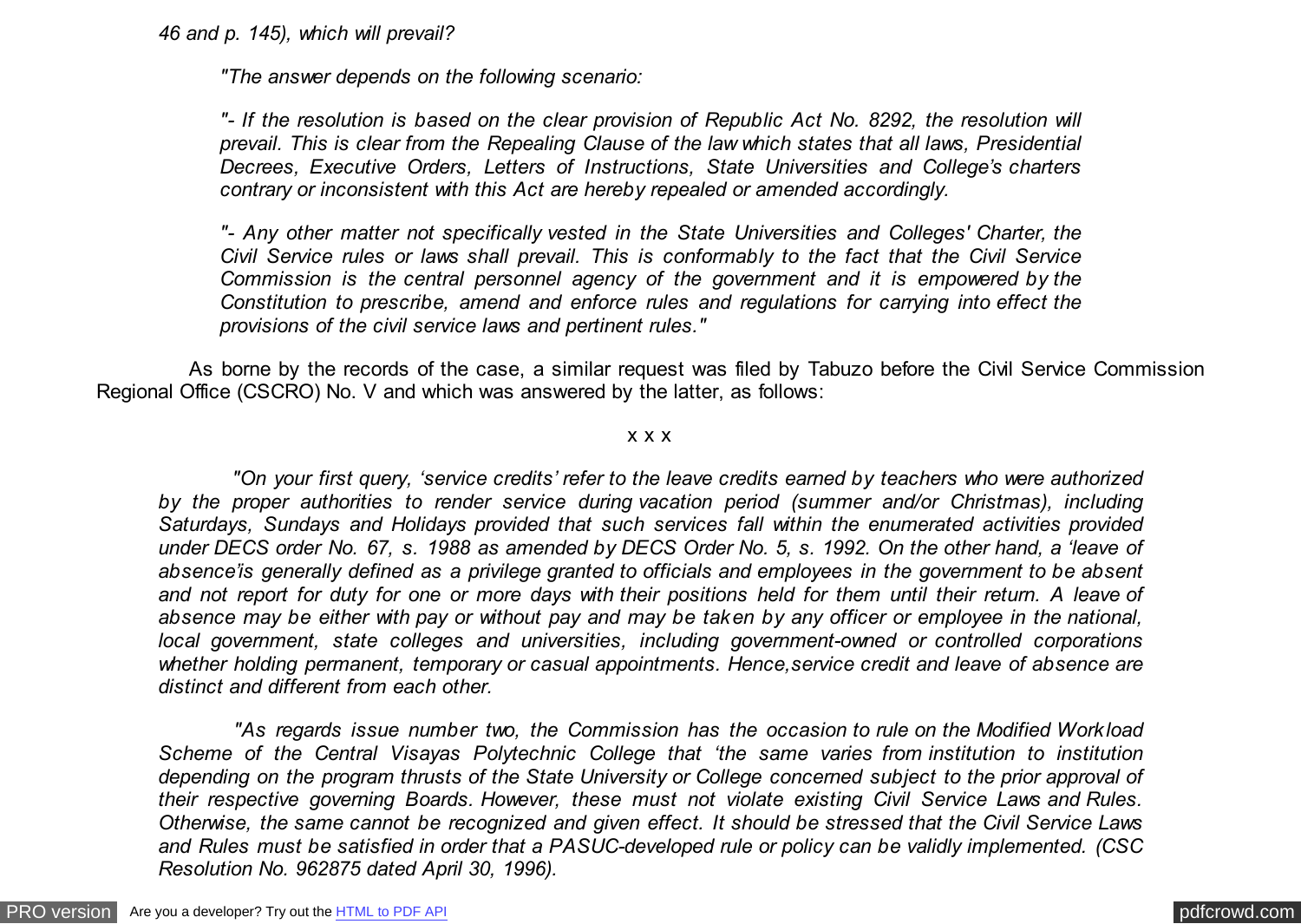*46 and p. 145), which will prevail?*

> *"The answer depends on the following scenario:*
>
> *"- If the resolution is based on the clear provision of Republic Act No. 8292, the resolution will prevail. This is clear from the Repealing Clause of the law which states that all laws, Presidential Decrees, Executive Orders, Letters of Instructions, State Universities and College's charters contrary or inconsistent with this Act are hereby repealed or amended accordingly.*
>
> *"- Any other matter not specifically vested in the State Universities and Colleges' Charter, the Civil Service rules or laws shall prevail. This is conformably to the fact that the Civil Service Commission is the central personnel agency of the government and it is empowered by the Constitution to prescribe, amend and enforce rules and regulations for carrying into effect the provisions of the civil service laws and pertinent rules."*

As borne by the records of the case, a similar request was filed by Tabuzo before the Civil Service Commission Regional Office (CSCRO) No. V and which was answered by the latter, as follows:

x x x

> *"On your first query, 'service credits' refer to the leave credits earned by teachers who were authorized by the proper authorities to render service during vacation period (summer and/or Christmas), including Saturdays, Sundays and Holidays provided that such services fall within the enumerated activities provided under DECS order No. 67, s. 1988 as amended by DECS Order No. 5, s. 1992. On the other hand, a 'leave of absence'is generally defined as a privilege granted to officials and employees in the government to be absent and not report for duty for one or more days with their positions held for them until their return. A leave of absence may be either with pay or without pay and may be taken by any officer or employee in the national, local government, state colleges and universities, including government-owned or controlled corporations whether holding permanent, temporary or casual appointments. Hence,service credit and leave of absence are distinct and different from each other.*
>
> *"As regards issue number two, the Commission has the occasion to rule on the Modified Workload Scheme of the Central Visayas Polytechnic College that 'the same varies from institution to institution depending on the program thrusts of the State University or College concerned subject to the prior approval of their respective governing Boards. However, these must not violate existing Civil Service Laws and Rules. Otherwise, the same cannot be recognized and given effect. It should be stressed that the Civil Service Laws and Rules must be satisfied in order that a PASUC-developed rule or policy can be validly implemented. (CSC Resolution No. 962875 dated April 30, 1996).*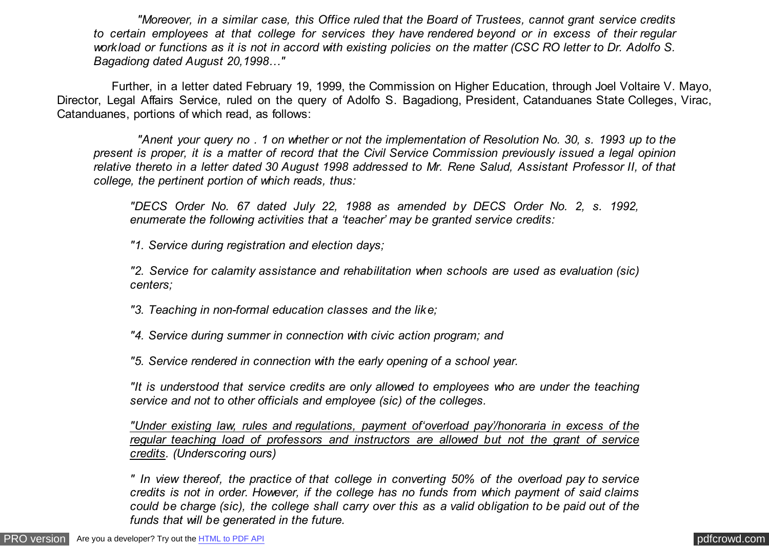*"Moreover, in a similar case, this Office ruled that the Board of Trustees, cannot grant service credits to certain employees at that college for services they have rendered beyond or in excess of their regular workload or functions as it is not in accord with existing policies on the matter (CSC RO letter to Dr. Adolfo S. Bagadiong dated August 20,1998…"*

Further, in a letter dated February 19, 1999, the Commission on Higher Education, through Joel Voltaire V. Mayo, Director, Legal Affairs Service, ruled on the query of Adolfo S. Bagadiong, President, Catanduanes State Colleges, Virac, Catanduanes, portions of which read, as follows:

> *"Anent your query no . 1 on whether or not the implementation of Resolution No. 30, s. 1993 up to the present is proper, it is a matter of record that the Civil Service Commission previously issued a legal opinion relative thereto in a letter dated 30 August 1998 addressed to Mr. Rene Salud, Assistant Professor II, of that college, the pertinent portion of which reads, thus:*
>
> > *"DECS Order No. 67 dated July 22, 1988 as amended by DECS Order No. 2, s. 1992, enumerate the following activities that a 'teacher' may be granted service credits:*
> >
> > *"1. Service during registration and election days;*
> >
> > *"2. Service for calamity assistance and rehabilitation when schools are used as evaluation (sic) centers;*
> >
> > *"3. Teaching in non-formal education classes and the like;*
> >
> > *"4. Service during summer in connection with civic action program; and*
> >
> > *"5. Service rendered in connection with the early opening of a school year.*
> >
> > *"It is understood that service credits are only allowed to employees who are under the teaching service and not to other officials and employee (sic) of the colleges.*
> >
> > <u>*"Under existing law, rules and regulations, payment of'overload pay'/honoraria in excess of the regular teaching load of professors and instructors are allowed but not the grant of service credits*</u>*. (Underscoring ours)*
> >
> > *" In view thereof, the practice of that college in converting 50% of the overload pay to service credits is not in order. However, if the college has no funds from which payment of said claims could be charge (sic), the college shall carry over this as a valid obligation to be paid out of the funds that will be generated in the future.*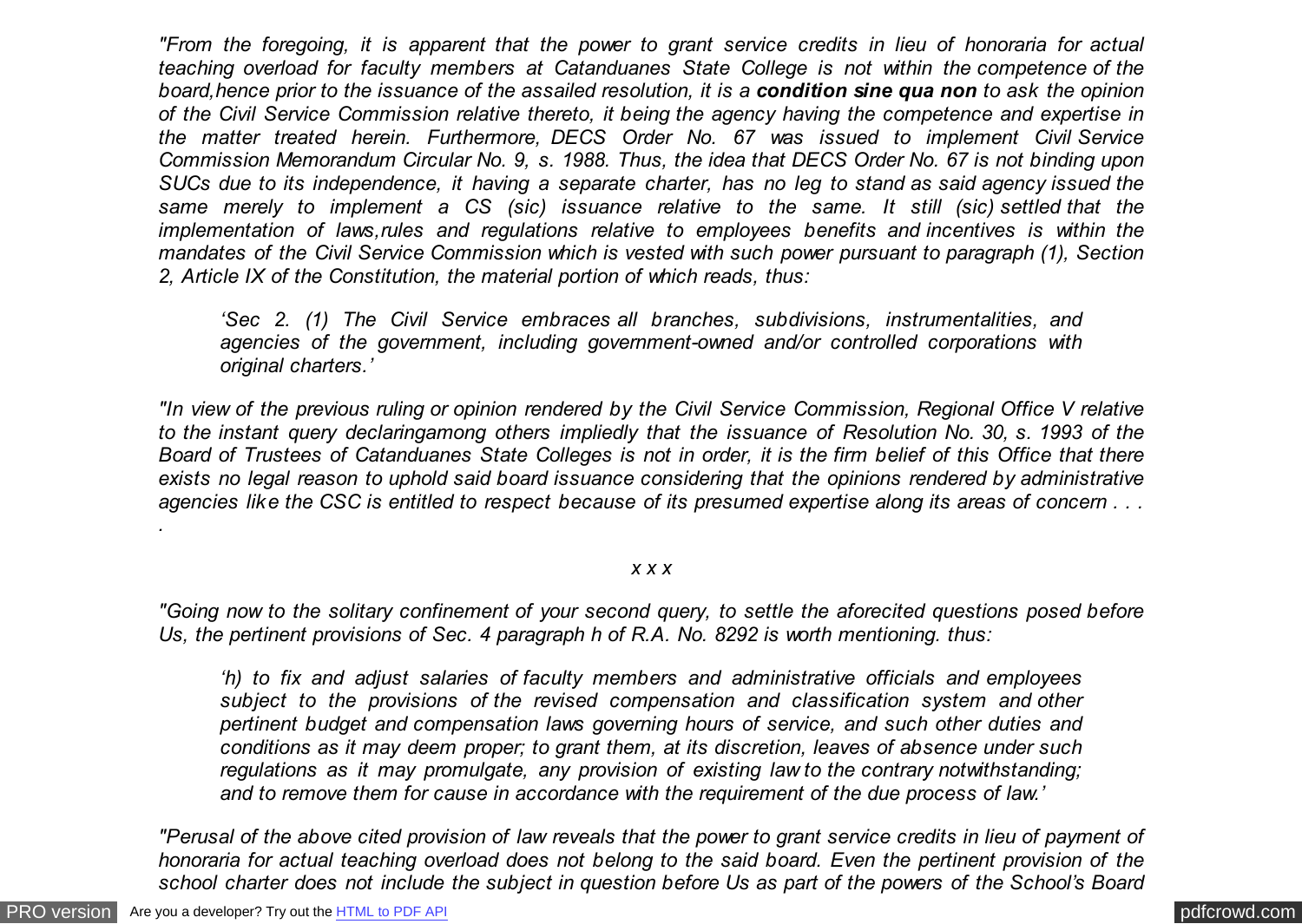*"From the foregoing, it is apparent that the power to grant service credits in lieu of honoraria for actual teaching overload for faculty members at Catanduanes State College is not within the competence of the board,hence prior to the issuance of the assailed resolution, it is a* ***condition sine qua non*** *to ask the opinion of the Civil Service Commission relative thereto, it being the agency having the competence and expertise in the matter treated herein. Furthermore, DECS Order No. 67 was issued to implement Civil Service Commission Memorandum Circular No. 9, s. 1988. Thus, the idea that DECS Order No. 67 is not binding upon SUCs due to its independence, it having a separate charter, has no leg to stand as said agency issued the same merely to implement a CS (sic) issuance relative to the same. It still (sic) settled that the implementation of laws,rules and regulations relative to employees benefits and incentives is within the mandates of the Civil Service Commission which is vested with such power pursuant to paragraph (1), Section 2, Article IX of the Constitution, the material portion of which reads, thus:*

> *'Sec 2. (1) The Civil Service embraces all branches, subdivisions, instrumentalities, and agencies of the government, including government-owned and/or controlled corporations with original charters.'*

*"In view of the previous ruling or opinion rendered by the Civil Service Commission, Regional Office V relative to the instant query declaringamong others impliedly that the issuance of Resolution No. 30, s. 1993 of the Board of Trustees of Catanduanes State Colleges is not in order, it is the firm belief of this Office that there exists no legal reason to uphold said board issuance considering that the opinions rendered by administrative agencies like the CSC is entitled to respect because of its presumed expertise along its areas of concern . . . .*

*x x x*

*"Going now to the solitary confinement of your second query, to settle the aforecited questions posed before Us, the pertinent provisions of Sec. 4 paragraph h of R.A. No. 8292 is worth mentioning. thus:*

> *'h) to fix and adjust salaries of faculty members and administrative officials and employees subject to the provisions of the revised compensation and classification system and other pertinent budget and compensation laws governing hours of service, and such other duties and conditions as it may deem proper; to grant them, at its discretion, leaves of absence under such regulations as it may promulgate, any provision of existing law to the contrary notwithstanding; and to remove them for cause in accordance with the requirement of the due process of law.'*

*"Perusal of the above cited provision of law reveals that the power to grant service credits in lieu of payment of honoraria for actual teaching overload does not belong to the said board. Even the pertinent provision of the school charter does not include the subject in question before Us as part of the powers of the School's Board*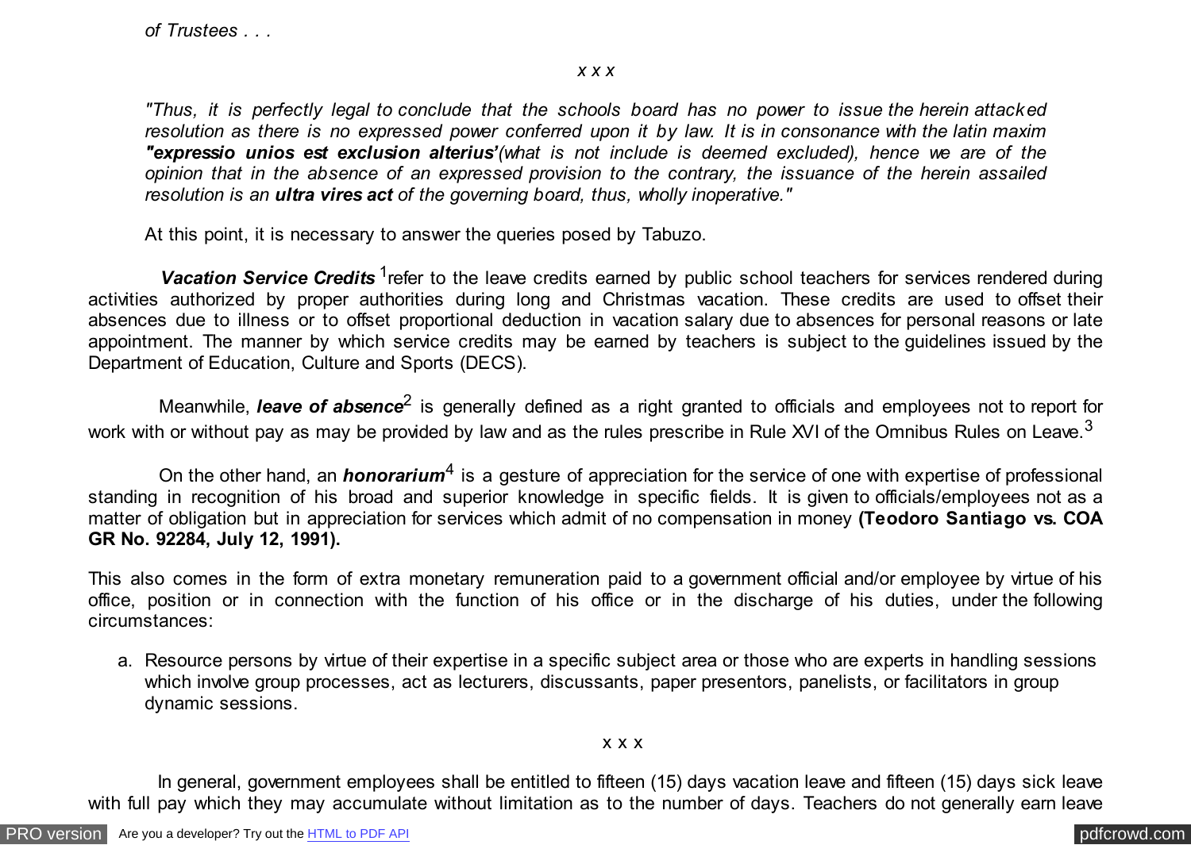*of Trustees . . .*

*x x x*

*"Thus, it is perfectly legal to conclude that the schools board has no power to issue the herein attacked resolution as there is no expressed power conferred upon it by law. It is in consonance with the latin maxim **"expressio unios est exclusion alterius'**(what is not include is deemed excluded), hence we are of the opinion that in the absence of an expressed provision to the contrary, the issuance of the herein assailed resolution is an **ultra vires act** of the governing board, thus, wholly inoperative."*

At this point, it is necessary to answer the queries posed by Tabuzo.

***Vacation Service Credits*** [1]refer to the leave credits earned by public school teachers for services rendered during activities authorized by proper authorities during long and Christmas vacation. These credits are used to offset their absences due to illness or to offset proportional deduction in vacation salary due to absences for personal reasons or late appointment. The manner by which service credits may be earned by teachers is subject to the guidelines issued by the Department of Education, Culture and Sports (DECS).

Meanwhile, ***leave of absence***[2] is generally defined as a right granted to officials and employees not to report for work with or without pay as may be provided by law and as the rules prescribe in Rule XVI of the Omnibus Rules on Leave.[3]

On the other hand, an ***honorarium***[4] is a gesture of appreciation for the service of one with expertise of professional standing in recognition of his broad and superior knowledge in specific fields. It is given to officials/employees not as a matter of obligation but in appreciation for services which admit of no compensation in money **(Teodoro Santiago vs. COA GR No. 92284, July 12, 1991).**

This also comes in the form of extra monetary remuneration paid to a government official and/or employee by virtue of his office, position or in connection with the function of his office or in the discharge of his duties, under the following circumstances:

a. Resource persons by virtue of their expertise in a specific subject area or those who are experts in handling sessions which involve group processes, act as lecturers, discussants, paper presentors, panelists, or facilitators in group dynamic sessions.

x x x

In general, government employees shall be entitled to fifteen (15) days vacation leave and fifteen (15) days sick leave with full pay which they may accumulate without limitation as to the number of days. Teachers do not generally earn leave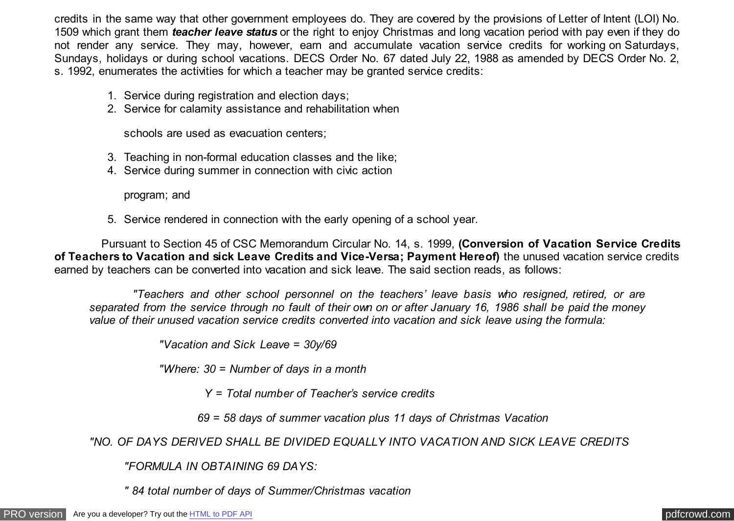credits in the same way that other government employees do. They are covered by the provisions of Letter of Intent (LOI) No. 1509 which grant them ***teacher leave status*** or the right to enjoy Christmas and long vacation period with pay even if they do not render any service. They may, however, earn and accumulate vacation service credits for working on Saturdays, Sundays, holidays or during school vacations. DECS Order No. 67 dated July 22, 1988 as amended by DECS Order No. 2, s. 1992, enumerates the activities for which a teacher may be granted service credits:

1. Service during registration and election days;
2. Service for calamity assistance and rehabilitation when

   schools are used as evacuation centers;

3. Teaching in non-formal education classes and the like;
4. Service during summer in connection with civic action

   program; and

5. Service rendered in connection with the early opening of a school year.

Pursuant to Section 45 of CSC Memorandum Circular No. 14, s. 1999, **(Conversion of Vacation Service Credits of Teachers to Vacation and sick Leave Credits and Vice-Versa; Payment Hereof)** the unused vacation service credits earned by teachers can be converted into vacation and sick leave. The said section reads, as follows:

> *"Teachers and other school personnel on the teachers' leave basis who resigned, retired, or are separated from the service through no fault of their own on or after January 16, 1986 shall be paid the money value of their unused vacation service credits converted into vacation and sick leave using the formula:*
>
> *"Vacation and Sick Leave = 30y/69*
>
> *"Where: 30 = Number of days in a month*
>
> *Y = Total number of Teacher's service credits*
>
> *69 = 58 days of summer vacation plus 11 days of Christmas Vacation*
>
> *"NO. OF DAYS DERIVED SHALL BE DIVIDED EQUALLY INTO VACATION AND SICK LEAVE CREDITS*
>
> *"FORMULA IN OBTAINING 69 DAYS:*
>
> *" 84 total number of days of Summer/Christmas vacation*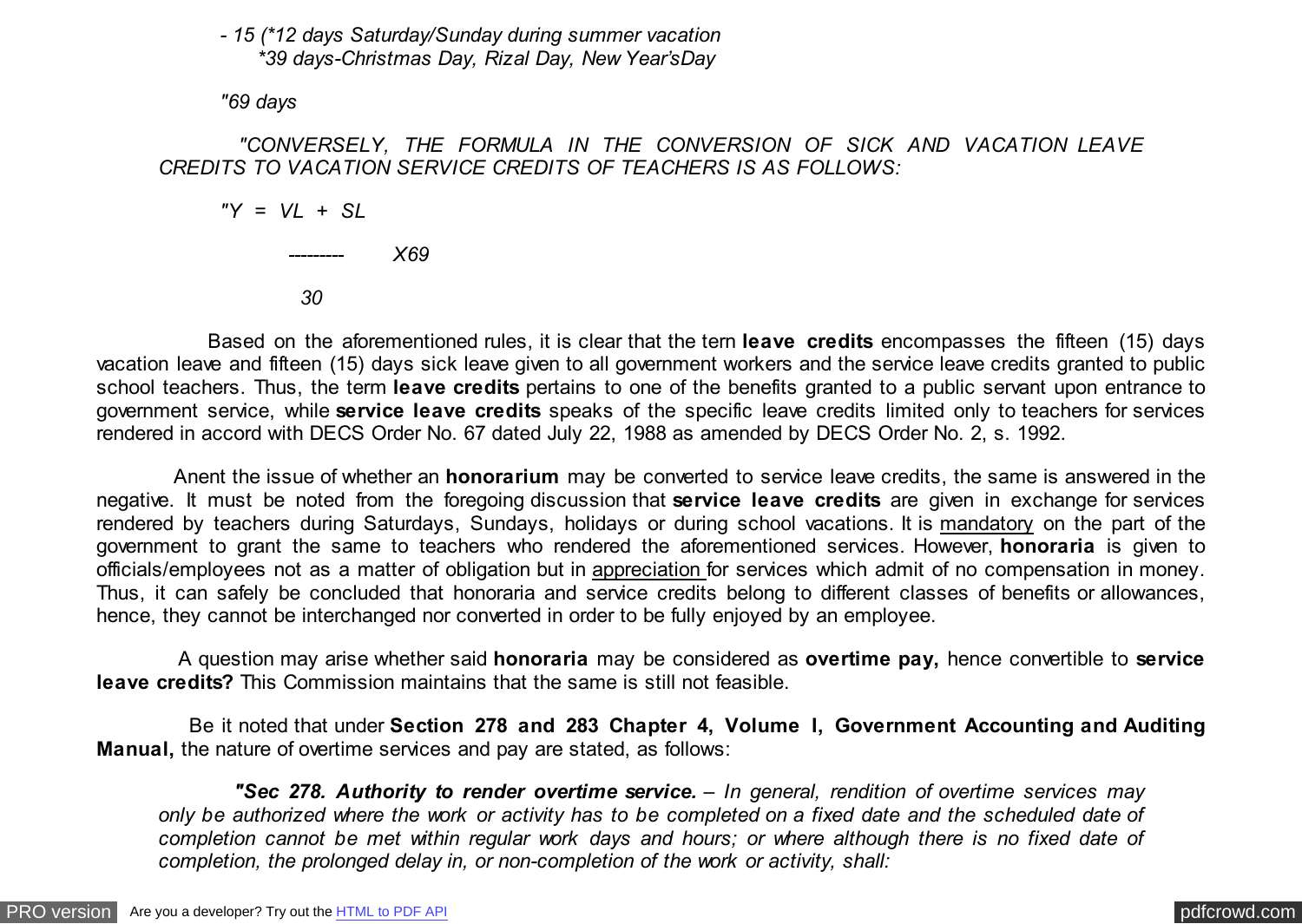*- 15 (\*12 days Saturday/Sunday during summer vacation*
*\*39 days-Christmas Day, Rizal Day, New Year'sDay*

*"69 days*

*"CONVERSELY, THE FORMULA IN THE CONVERSION OF SICK AND VACATION LEAVE CREDITS TO VACATION SERVICE CREDITS OF TEACHERS IS AS FOLLOWS:*

$$"Y = \frac{VL + SL}{30} \times 69$$

Based on the aforementioned rules, it is clear that the tern **leave credits** encompasses the fifteen (15) days vacation leave and fifteen (15) days sick leave given to all government workers and the service leave credits granted to public school teachers. Thus, the term **leave credits** pertains to one of the benefits granted to a public servant upon entrance to government service, while **service leave credits** speaks of the specific leave credits limited only to teachers for services rendered in accord with DECS Order No. 67 dated July 22, 1988 as amended by DECS Order No. 2, s. 1992.

Anent the issue of whether an **honorarium** may be converted to service leave credits, the same is answered in the negative. It must be noted from the foregoing discussion that **service leave credits** are given in exchange for services rendered by teachers during Saturdays, Sundays, holidays or during school vacations. It is <u>mandatory</u> on the part of the government to grant the same to teachers who rendered the aforementioned services. However, **honoraria** is given to officials/employees not as a matter of obligation but in <u>appreciation</u> for services which admit of no compensation in money. Thus, it can safely be concluded that honoraria and service credits belong to different classes of benefits or allowances, hence, they cannot be interchanged nor converted in order to be fully enjoyed by an employee.

A question may arise whether said **honoraria** may be considered as **overtime pay,** hence convertible to **service leave credits?** This Commission maintains that the same is still not feasible.

Be it noted that under **Section 278 and 283 Chapter 4, Volume I, Government Accounting and Auditing Manual,** the nature of overtime services and pay are stated, as follows:

***"Sec 278. Authority to render overtime service.*** *– In general, rendition of overtime services may only be authorized where the work or activity has to be completed on a fixed date and the scheduled date of completion cannot be met within regular work days and hours; or where although there is no fixed date of completion, the prolonged delay in, or non-completion of the work or activity, shall:*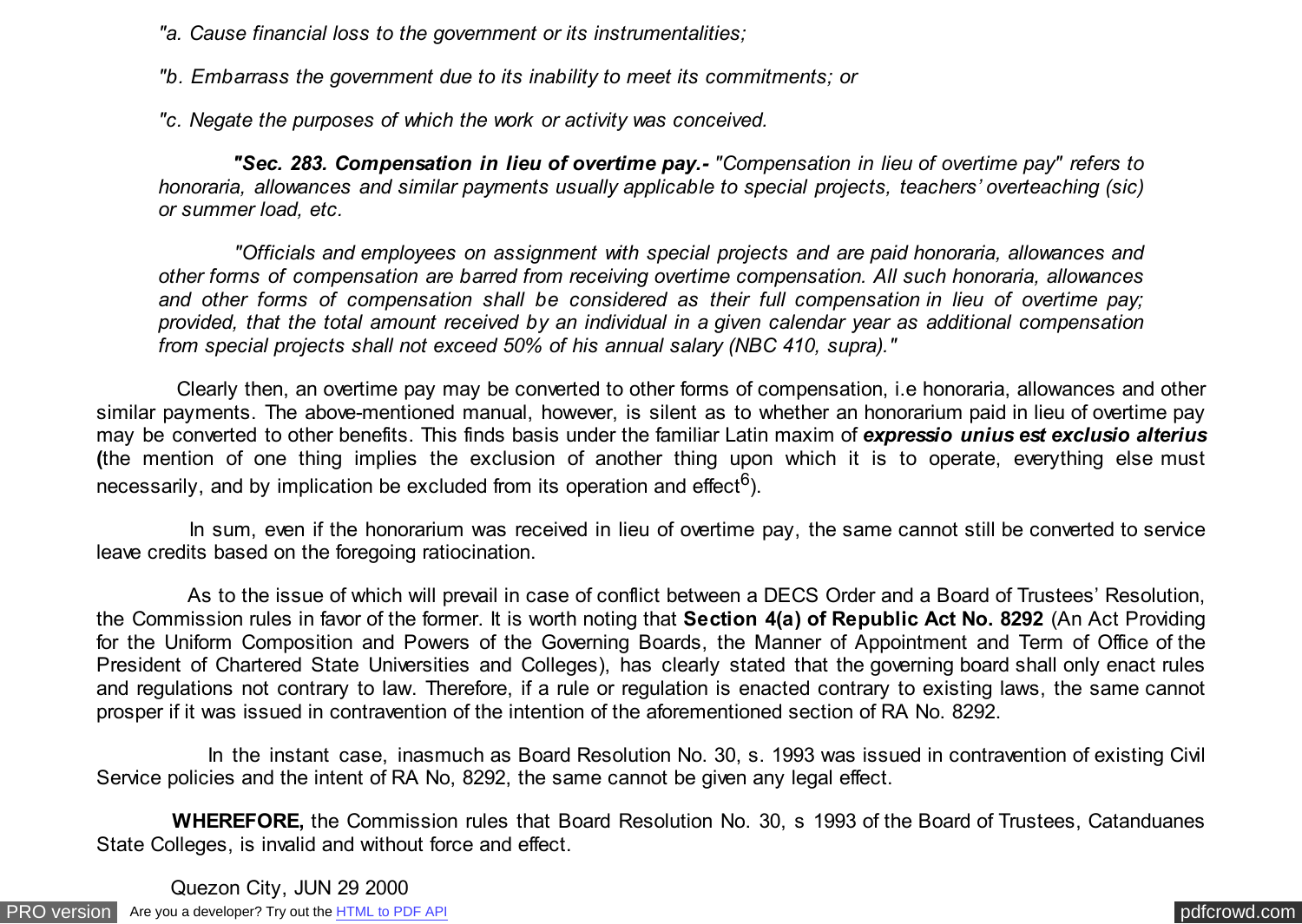*"a. Cause financial loss to the government or its instrumentalities;*

*"b. Embarrass the government due to its inability to meet its commitments; or*

*"c. Negate the purposes of which the work or activity was conceived.*

***"Sec. 283. Compensation in lieu of overtime pay.-** "Compensation in lieu of overtime pay" refers to honoraria, allowances and similar payments usually applicable to special projects, teachers' overteaching (sic) or summer load, etc.*

*"Officials and employees on assignment with special projects and are paid honoraria, allowances and other forms of compensation are barred from receiving overtime compensation. All such honoraria, allowances and other forms of compensation shall be considered as their full compensation in lieu of overtime pay; provided, that the total amount received by an individual in a given calendar year as additional compensation from special projects shall not exceed 50% of his annual salary (NBC 410, supra)."*

Clearly then, an overtime pay may be converted to other forms of compensation, i.e honoraria, allowances and other similar payments. The above-mentioned manual, however, is silent as to whether an honorarium paid in lieu of overtime pay may be converted to other benefits. This finds basis under the familiar Latin maxim of ***expressio unius est exclusio alterius*** **(**the mention of one thing implies the exclusion of another thing upon which it is to operate, everything else must necessarily, and by implication be excluded from its operation and effect[6]).

In sum, even if the honorarium was received in lieu of overtime pay, the same cannot still be converted to service leave credits based on the foregoing ratiocination.

As to the issue of which will prevail in case of conflict between a DECS Order and a Board of Trustees' Resolution, the Commission rules in favor of the former. It is worth noting that **Section 4(a) of Republic Act No. 8292** (An Act Providing for the Uniform Composition and Powers of the Governing Boards, the Manner of Appointment and Term of Office of the President of Chartered State Universities and Colleges), has clearly stated that the governing board shall only enact rules and regulations not contrary to law. Therefore, if a rule or regulation is enacted contrary to existing laws, the same cannot prosper if it was issued in contravention of the intention of the aforementioned section of RA No. 8292.

In the instant case, inasmuch as Board Resolution No. 30, s. 1993 was issued in contravention of existing Civil Service policies and the intent of RA No, 8292, the same cannot be given any legal effect.

**WHEREFORE,** the Commission rules that Board Resolution No. 30, s 1993 of the Board of Trustees, Catanduanes State Colleges, is invalid and without force and effect.

Quezon City, JUN 29 2000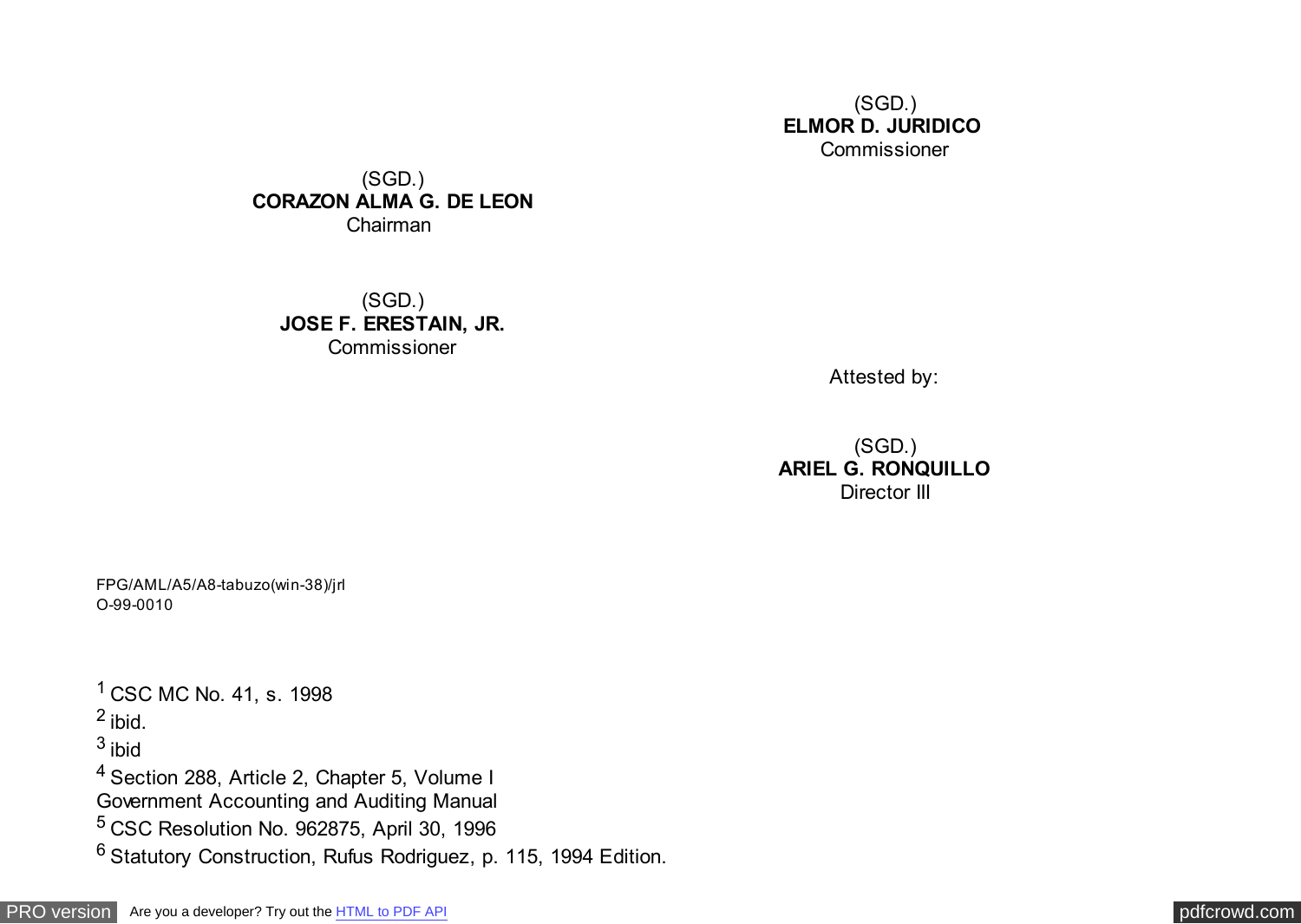(SGD.)
**ELMOR D. JURIDICO**
Commissioner

(SGD.)
**CORAZON ALMA G. DE LEON**
Chairman

(SGD.)
**JOSE F. ERESTAIN, JR.**
Commissioner

Attested by:

(SGD.)
**ARIEL G. RONQUILLO**
Director III

FPG/AML/A5/A8-tabuzo(win-38)/jrl
O-99-0010

[1] CSC MC No. 41, s. 1998
[2] ibid.
[3] ibid
[4] Section 288, Article 2, Chapter 5, Volume I
Government Accounting and Auditing Manual
[5] CSC Resolution No. 962875, April 30, 1996
[6] Statutory Construction, Rufus Rodriguez, p. 115, 1994 Edition.